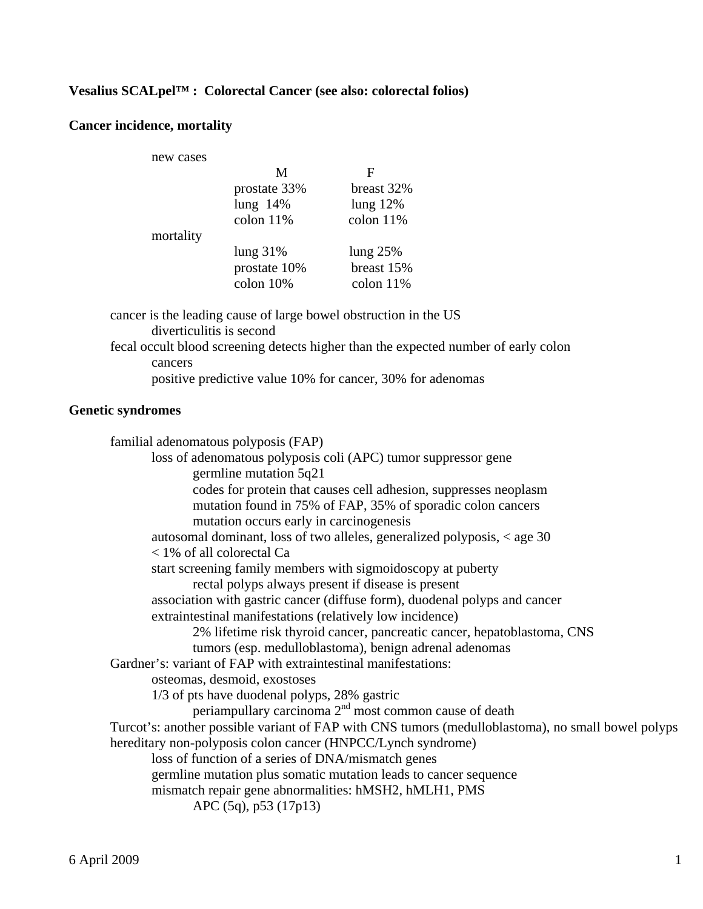**Vesalius SCALpel™ : Colorectal Cancer (see also: colorectal folios)**

**Cancer incidence, mortality**

| | M | F |
|---|---|---|
| new cases | | |
| | prostate 33% | breast 32% |
| | lung 14% | lung 12% |
| | colon 11% | colon 11% |
| mortality | | |
| | lung 31% | lung 25% |
| | prostate 10% | breast 15% |
| | colon 10% | colon 11% |

- cancer is the leading cause of large bowel obstruction in the US
  - diverticulitis is second
- fecal occult blood screening detects higher than the expected number of early colon cancers
  - positive predictive value 10% for cancer, 30% for adenomas

**Genetic syndromes**

- familial adenomatous polyposis (FAP)
  - loss of adenomatous polyposis coli (APC) tumor suppressor gene
    - germline mutation 5q21
    - codes for protein that causes cell adhesion, suppresses neoplasm
    - mutation found in 75% of FAP, 35% of sporadic colon cancers
    - mutation occurs early in carcinogenesis
  - autosomal dominant, loss of two alleles, generalized polyposis, < age 30
  - < 1% of all colorectal Ca
  - start screening family members with sigmoidoscopy at puberty
    - rectal polyps always present if disease is present
  - association with gastric cancer (diffuse form), duodenal polyps and cancer
  - extraintestinal manifestations (relatively low incidence)
    - 2% lifetime risk thyroid cancer, pancreatic cancer, hepatoblastoma, CNS tumors (esp. medulloblastoma), benign adrenal adenomas
- Gardner's: variant of FAP with extraintestinal manifestations:
  - osteomas, desmoid, exostoses
  - 1/3 of pts have duodenal polyps, 28% gastric
    - periampullary carcinoma 2nd most common cause of death
- Turcot's: another possible variant of FAP with CNS tumors (medulloblastoma), no small bowel polyps
- hereditary non-polyposis colon cancer (HNPCC/Lynch syndrome)
  - loss of function of a series of DNA/mismatch genes
  - germline mutation plus somatic mutation leads to cancer sequence
  - mismatch repair gene abnormalities: hMSH2, hMLH1, PMS
    - APC (5q), p53 (17p13)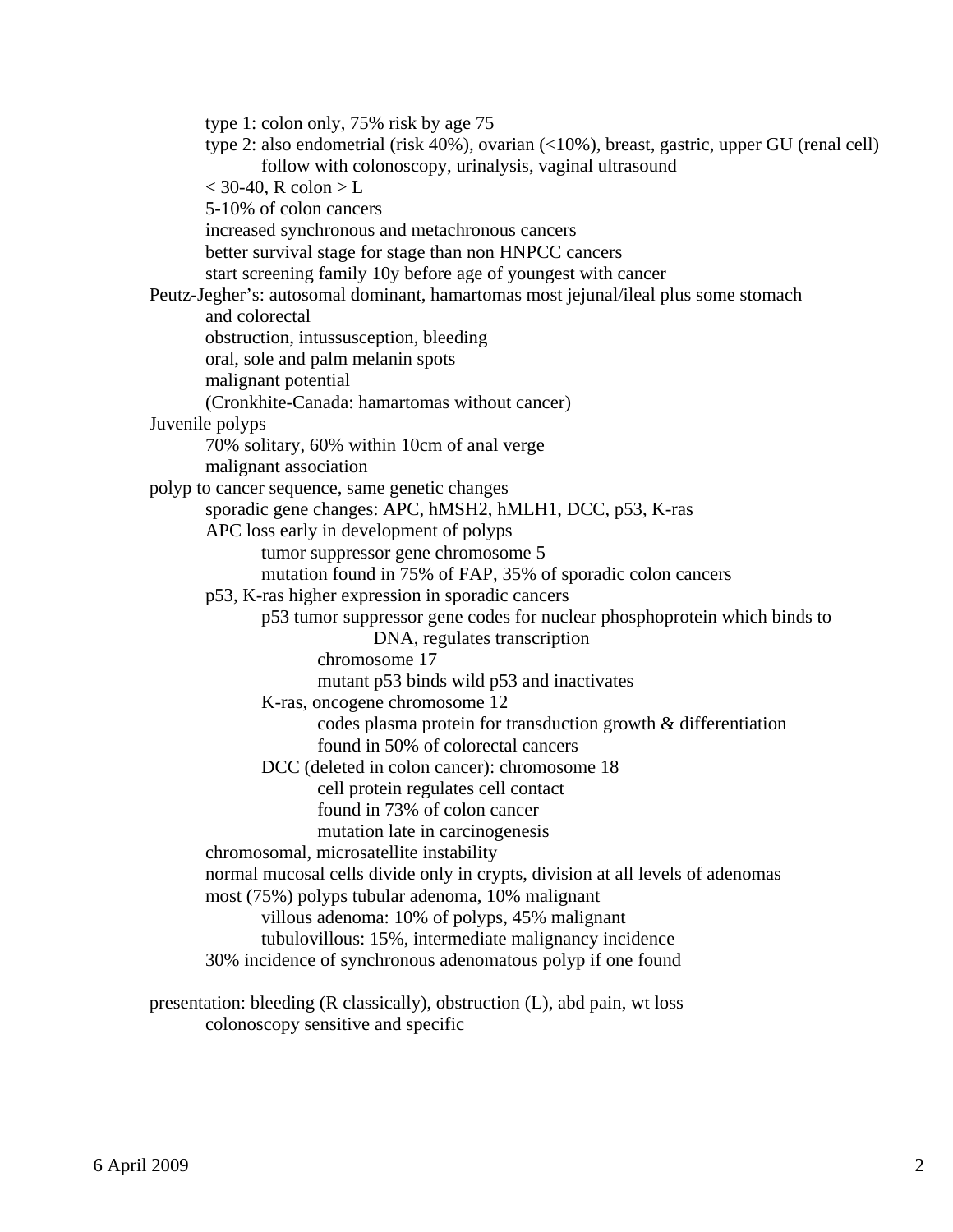- type 1: colon only, 75% risk by age 75
- type 2: also endometrial (risk 40%), ovarian (<10%), breast, gastric, upper GU (renal cell)
  - follow with colonoscopy, urinalysis, vaginal ultrasound
- < 30-40, R colon > L
- 5-10% of colon cancers
- increased synchronous and metachronous cancers
- better survival stage for stage than non HNPCC cancers
- start screening family 10y before age of youngest with cancer

Peutz-Jegher's: autosomal dominant, hamartomas most jejunal/ileal plus some stomach and colorectal

- obstruction, intussusception, bleeding
- oral, sole and palm melanin spots
- malignant potential
- (Cronkhite-Canada: hamartomas without cancer)

Juvenile polyps

- 70% solitary, 60% within 10cm of anal verge
- malignant association

polyp to cancer sequence, same genetic changes

- sporadic gene changes: APC, hMSH2, hMLH1, DCC, p53, K-ras
- APC loss early in development of polyps
  - tumor suppressor gene chromosome 5
  - mutation found in 75% of FAP, 35% of sporadic colon cancers
- p53, K-ras higher expression in sporadic cancers
  - p53 tumor suppressor gene codes for nuclear phosphoprotein which binds to DNA, regulates transcription
    - chromosome 17
    - mutant p53 binds wild p53 and inactivates
  - K-ras, oncogene chromosome 12
    - codes plasma protein for transduction growth & differentiation
    - found in 50% of colorectal cancers
  - DCC (deleted in colon cancer): chromosome 18
    - cell protein regulates cell contact
    - found in 73% of colon cancer
    - mutation late in carcinogenesis
- chromosomal, microsatellite instability
- normal mucosal cells divide only in crypts, division at all levels of adenomas
- most (75%) polyps tubular adenoma, 10% malignant
  - villous adenoma: 10% of polyps, 45% malignant
  - tubulovillous: 15%, intermediate malignancy incidence
- 30% incidence of synchronous adenomatous polyp if one found

presentation: bleeding (R classically), obstruction (L), abd pain, wt loss

- colonoscopy sensitive and specific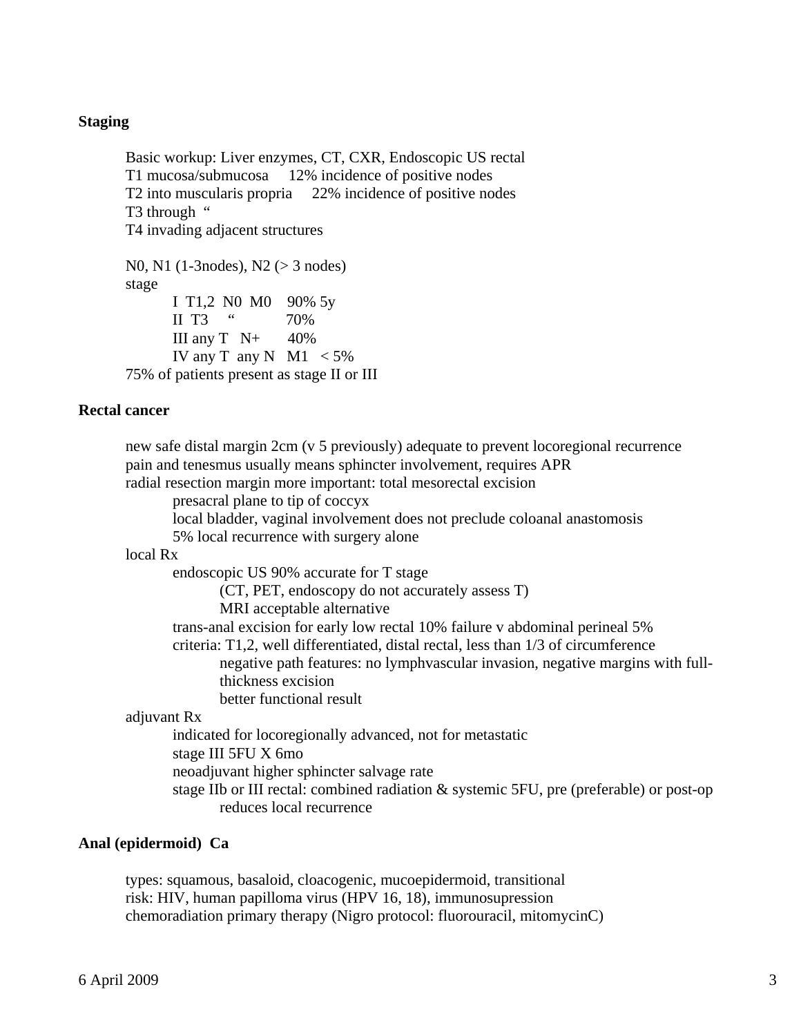**Staging**

Basic workup: Liver enzymes, CT, CXR, Endoscopic US rectal
T1 mucosa/submucosa 12% incidence of positive nodes
T2 into muscularis propria 22% incidence of positive nodes
T3 through "
T4 invading adjacent structures

N0, N1 (1-3nodes), N2 (> 3 nodes)
stage
- I T1,2 N0 M0 90% 5y
- II T3 " 70%
- III any T N+ 40%
- IV any T any N M1 < 5%

75% of patients present as stage II or III

**Rectal cancer**

new safe distal margin 2cm (v 5 previously) adequate to prevent locoregional recurrence
pain and tenesmus usually means sphincter involvement, requires APR
radial resection margin more important: total mesorectal excision
- presacral plane to tip of coccyx
- local bladder, vaginal involvement does not preclude coloanal anastomosis
- 5% local recurrence with surgery alone

local Rx
- endoscopic US 90% accurate for T stage
  - (CT, PET, endoscopy do not accurately assess T)
  - MRI acceptable alternative
- trans-anal excision for early low rectal 10% failure v abdominal perineal 5%
- criteria: T1,2, well differentiated, distal rectal, less than 1/3 of circumference
  - negative path features: no lymphvascular invasion, negative margins with full-thickness excision
  - better functional result

adjuvant Rx
- indicated for locoregionally advanced, not for metastatic
- stage III 5FU X 6mo
- neoadjuvant higher sphincter salvage rate
- stage IIb or III rectal: combined radiation & systemic 5FU, pre (preferable) or post-op
  - reduces local recurrence

**Anal (epidermoid) Ca**

types: squamous, basaloid, cloacogenic, mucoepidermoid, transitional
risk: HIV, human papilloma virus (HPV 16, 18), immunosupression
chemoradiation primary therapy (Nigro protocol: fluorouracil, mitomycinC)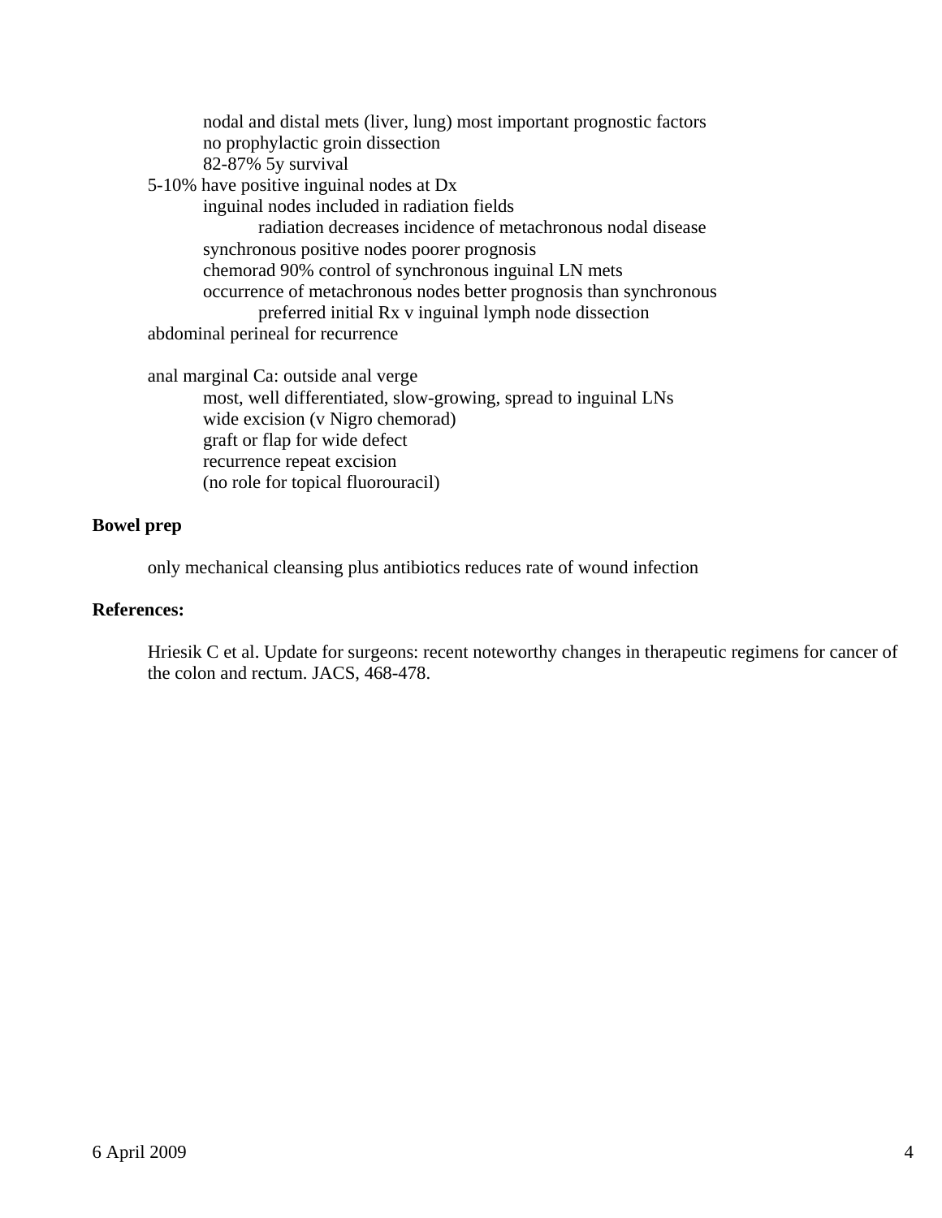- nodal and distal mets (liver, lung) most important prognostic factors
- no prophylactic groin dissection
- 82-87% 5y survival

5-10% have positive inguinal nodes at Dx

- inguinal nodes included in radiation fields
    - radiation decreases incidence of metachronous nodal disease
- synchronous positive nodes poorer prognosis
- chemorad 90% control of synchronous inguinal LN mets
- occurrence of metachronous nodes better prognosis than synchronous
    - preferred initial Rx v inguinal lymph node dissection

abdominal perineal for recurrence

anal marginal Ca: outside anal verge

- most, well differentiated, slow-growing, spread to inguinal LNs
- wide excision (v Nigro chemorad)
- graft or flap for wide defect
- recurrence repeat excision
- (no role for topical fluorouracil)

**Bowel prep**

only mechanical cleansing plus antibiotics reduces rate of wound infection

**References:**

Hriesik C et al. Update for surgeons: recent noteworthy changes in therapeutic regimens for cancer of the colon and rectum. JACS, 468-478.